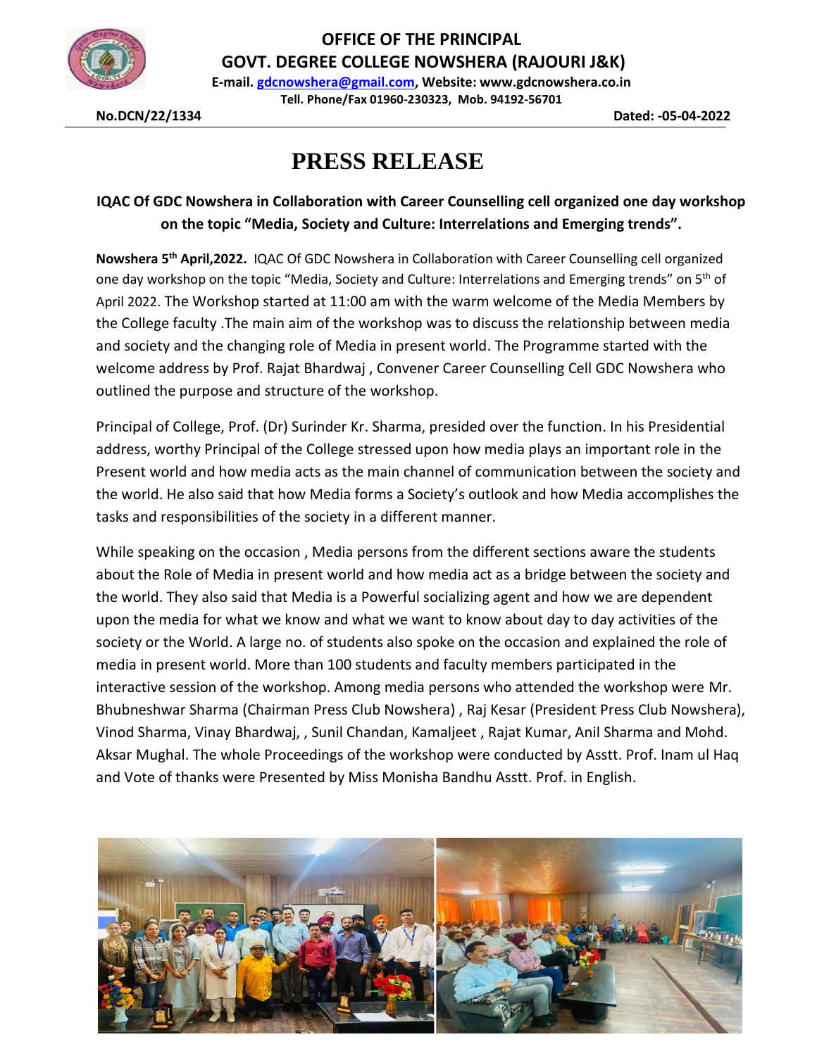**OFFICE OF THE PRINCIPAL**

**GOVT. DEGREE COLLEGE NOWSHERA (RAJOURI J&K)**

**E-mail. gdcnowshera@gmail.com, Website: www.gdcnowshera.co.in**

**Tell. Phone/Fax 01960-230323, Mob. 94192-56701**

**No.DCN/22/1334** **Dated: -05-04-2022**

# PRESS RELEASE

**IQAC Of GDC Nowshera in Collaboration with Career Counselling cell organized one day workshop on the topic "Media, Society and Culture: Interrelations and Emerging trends".**

**Nowshera 5th April,2022.** IQAC Of GDC Nowshera in Collaboration with Career Counselling cell organized one day workshop on the topic "Media, Society and Culture: Interrelations and Emerging trends" on 5th of April 2022. The Workshop started at 11:00 am with the warm welcome of the Media Members by the College faculty .The main aim of the workshop was to discuss the relationship between media and society and the changing role of Media in present world. The Programme started with the welcome address by Prof. Rajat Bhardwaj , Convener Career Counselling Cell GDC Nowshera who outlined the purpose and structure of the workshop.

Principal of College, Prof. (Dr) Surinder Kr. Sharma, presided over the function. In his Presidential address, worthy Principal of the College stressed upon how media plays an important role in the Present world and how media acts as the main channel of communication between the society and the world. He also said that how Media forms a Society's outlook and how Media accomplishes the tasks and responsibilities of the society in a different manner.

While speaking on the occasion , Media persons from the different sections aware the students about the Role of Media in present world and how media act as a bridge between the society and the world. They also said that Media is a Powerful socializing agent and how we are dependent upon the media for what we know and what we want to know about day to day activities of the society or the World. A large no. of students also spoke on the occasion and explained the role of media in present world. More than 100 students and faculty members participated in the interactive session of the workshop. Among media persons who attended the workshop were Mr. Bhubneshwar Sharma (Chairman Press Club Nowshera) , Raj Kesar (President Press Club Nowshera), Vinod Sharma, Vinay Bhardwaj, , Sunil Chandan, Kamaljeet , Rajat Kumar, Anil Sharma and Mohd. Aksar Mughal. The whole Proceedings of the workshop were conducted by Asstt. Prof. Inam ul Haq and Vote of thanks were Presented by Miss Monisha Bandhu Asstt. Prof. in English.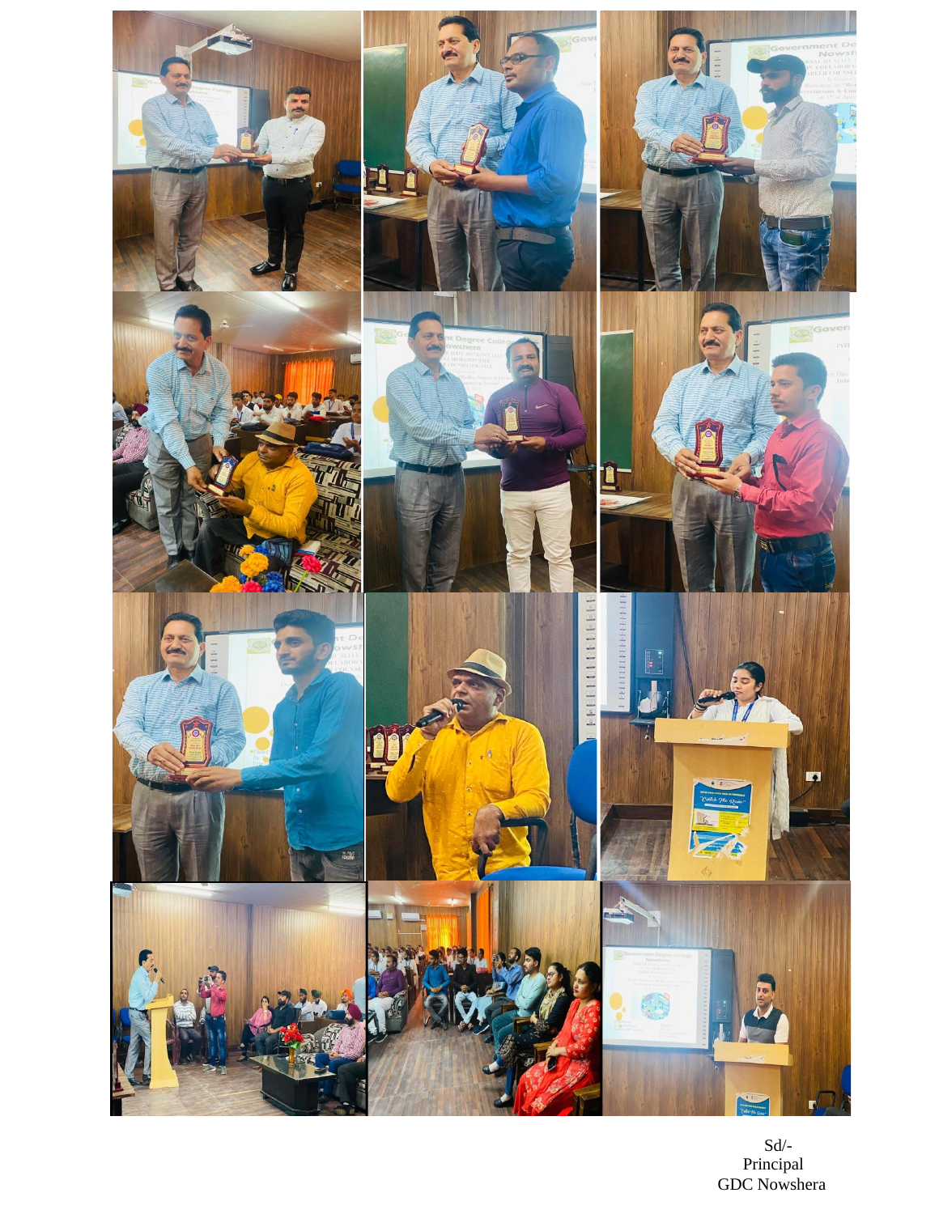Sd/-
Principal
GDC Nowshera